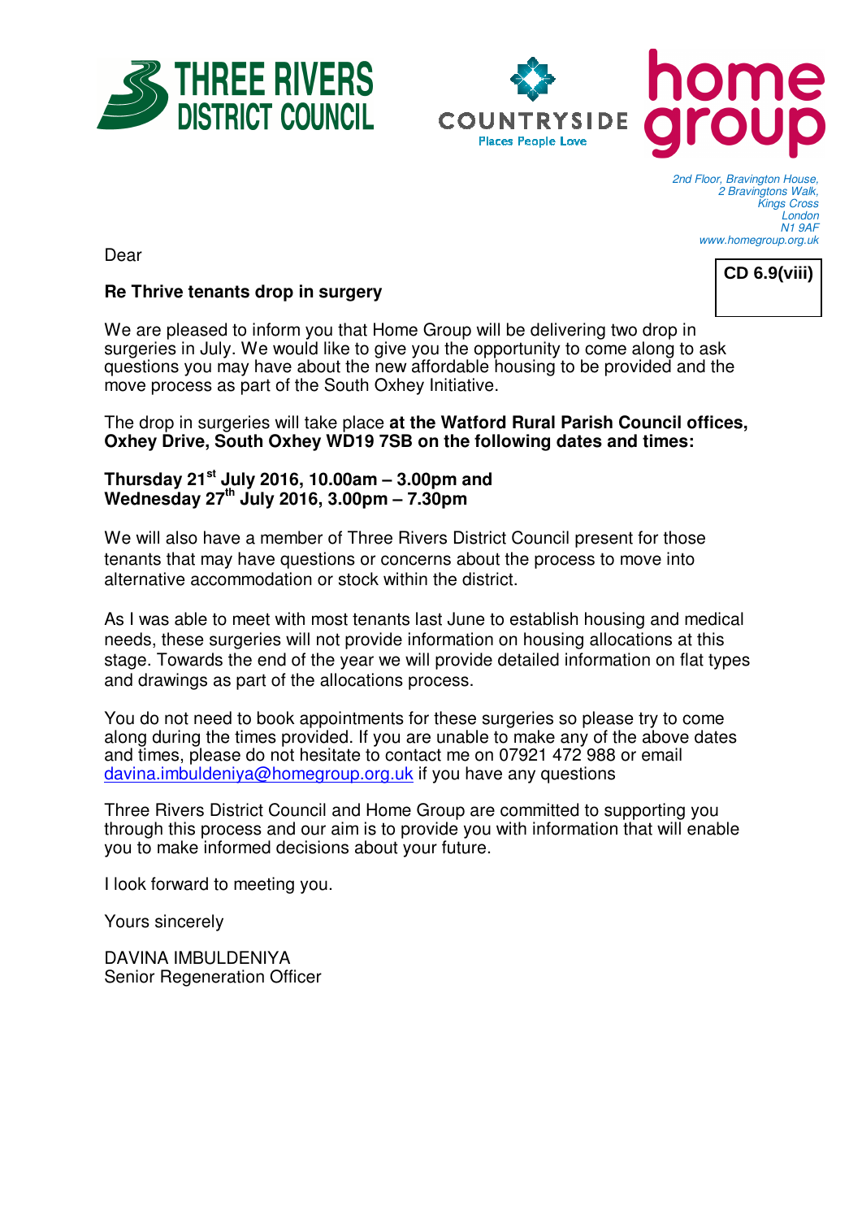THREE RIVERS DISTRICT COUNCIL

COUNTRYSIDE
Places People Love

home group

*2nd Floor, Bravington House,*
*2 Bravingtons Walk,*
*Kings Cross*
*London*
*N1 9AF*
*www.homegroup.org.uk*

**CD 6.9(viii)**

Dear

**Re Thrive tenants drop in surgery**

We are pleased to inform you that Home Group will be delivering two drop in surgeries in July. We would like to give you the opportunity to come along to ask questions you may have about the new affordable housing to be provided and the move process as part of the South Oxhey Initiative.

The drop in surgeries will take place **at the Watford Rural Parish Council offices, Oxhey Drive, South Oxhey WD19 7SB on the following dates and times:**

**Thursday 21st July 2016, 10.00am – 3.00pm and**
**Wednesday 27th July 2016, 3.00pm – 7.30pm**

We will also have a member of Three Rivers District Council present for those tenants that may have questions or concerns about the process to move into alternative accommodation or stock within the district.

As I was able to meet with most tenants last June to establish housing and medical needs, these surgeries will not provide information on housing allocations at this stage. Towards the end of the year we will provide detailed information on flat types and drawings as part of the allocations process.

You do not need to book appointments for these surgeries so please try to come along during the times provided. If you are unable to make any of the above dates and times, please do not hesitate to contact me on 07921 472 988 or email davina.imbuldeniya@homegroup.org.uk if you have any questions

Three Rivers District Council and Home Group are committed to supporting you through this process and our aim is to provide you with information that will enable you to make informed decisions about your future.

I look forward to meeting you.

Yours sincerely

DAVINA IMBULDENIYA
Senior Regeneration Officer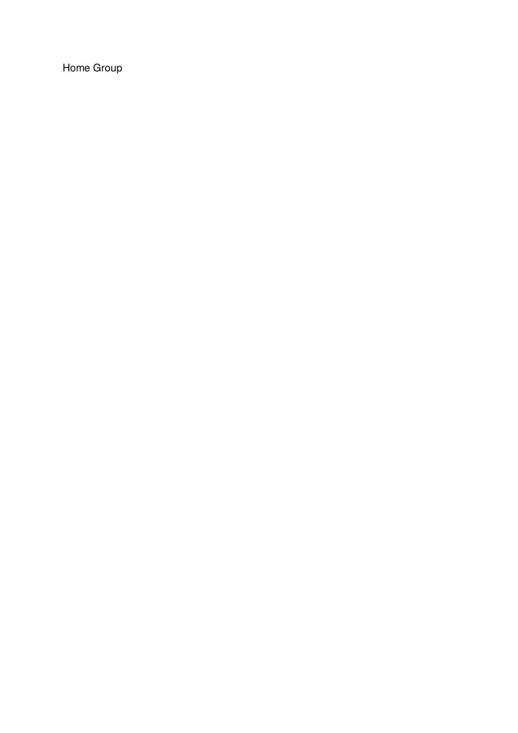Home Group